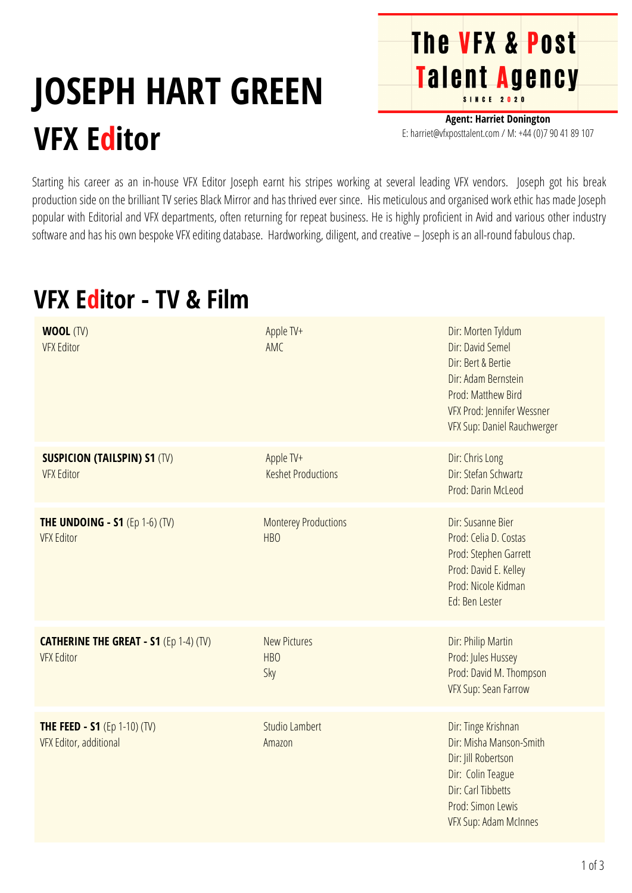# JOSEPH HART GREEN

## VFX Editor

**The VFX & Post Talent Agency**
SINCE 2020

**Agent: Harriet Donington**
E: harriet@vfxposttalent.com / M: +44 (0)7 90 41 89 107

Starting his career as an in-house VFX Editor Joseph earnt his stripes working at several leading VFX vendors. Joseph got his break production side on the brilliant TV series Black Mirror and has thrived ever since. His meticulous and organised work ethic has made Joseph popular with Editorial and VFX departments, often returning for repeat business. He is highly proficient in Avid and various other industry software and has his own bespoke VFX editing database. Hardworking, diligent, and creative – Joseph is an all-round fabulous chap.

## VFX Editor - TV & Film

| Production | Company | Credits |
|---|---|---|
| **WOOL** (TV)<br>VFX Editor | Apple TV+<br>AMC | Dir: Morten Tyldum<br>Dir: David Semel<br>Dir: Bert & Bertie<br>Dir: Adam Bernstein<br>Prod: Matthew Bird<br>VFX Prod: Jennifer Wessner<br>VFX Sup: Daniel Rauchwerger |
| **SUSPICION (TAILSPIN) S1** (TV)<br>VFX Editor | Apple TV+<br>Keshet Productions | Dir: Chris Long<br>Dir: Stefan Schwartz<br>Prod: Darin McLeod |
| **THE UNDOING - S1** (Ep 1-6) (TV)<br>VFX Editor | Monterey Productions<br>HBO | Dir: Susanne Bier<br>Prod: Celia D. Costas<br>Prod: Stephen Garrett<br>Prod: David E. Kelley<br>Prod: Nicole Kidman<br>Ed: Ben Lester |
| **CATHERINE THE GREAT - S1** (Ep 1-4) (TV)<br>VFX Editor | New Pictures<br>HBO<br>Sky | Dir: Philip Martin<br>Prod: Jules Hussey<br>Prod: David M. Thompson<br>VFX Sup: Sean Farrow |
| **THE FEED - S1** (Ep 1-10) (TV)<br>VFX Editor, additional | Studio Lambert<br>Amazon | Dir: Tinge Krishnan<br>Dir: Misha Manson-Smith<br>Dir: Jill Robertson<br>Dir: Colin Teague<br>Dir: Carl Tibbetts<br>Prod: Simon Lewis<br>VFX Sup: Adam McInnes |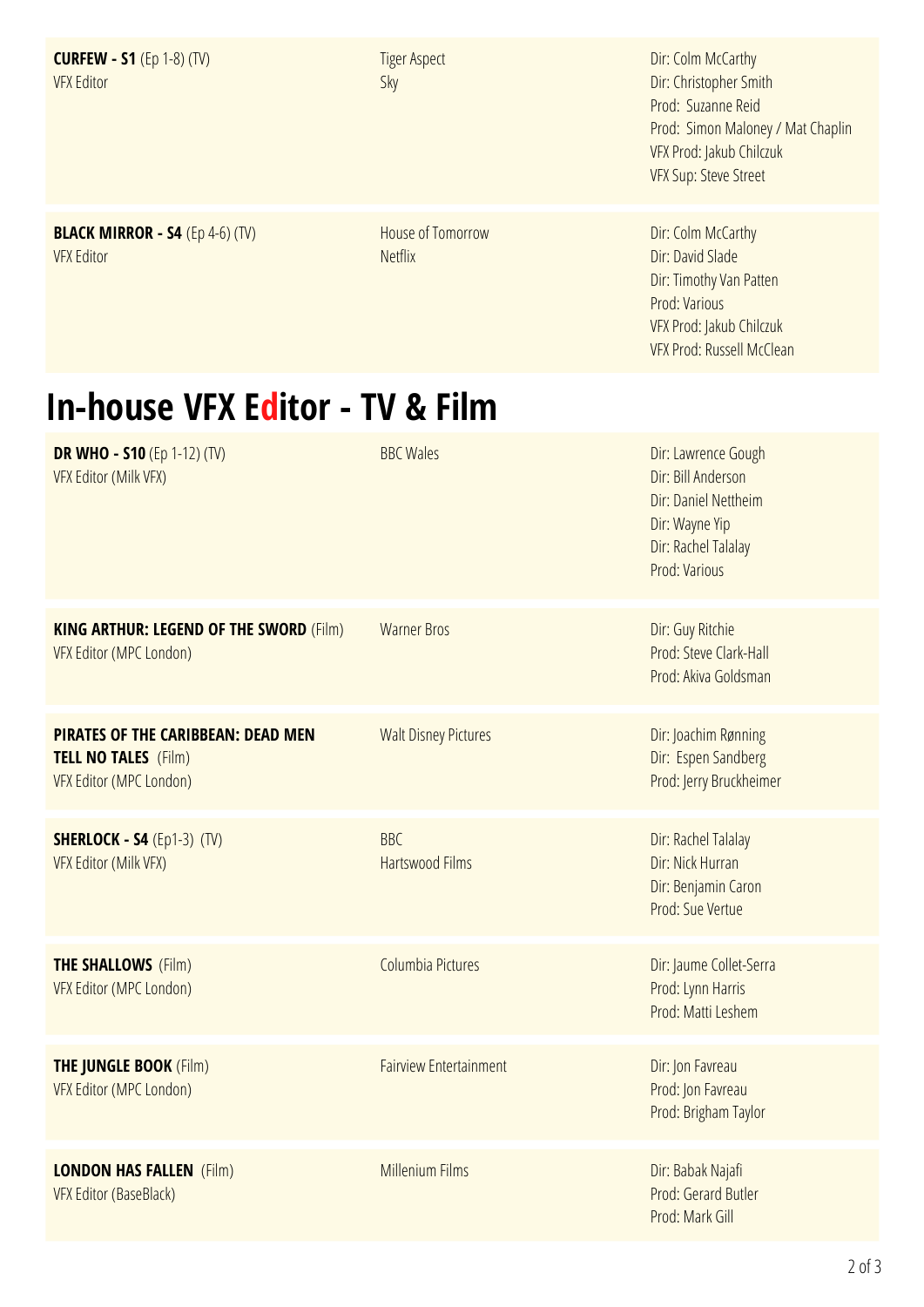| | | |
|---|---|---|
| **CURFEW - S1** (Ep 1-8) (TV)<br>VFX Editor | Tiger Aspect<br>Sky | Dir: Colm McCarthy<br>Dir: Christopher Smith<br>Prod: Suzanne Reid<br>Prod: Simon Maloney / Mat Chaplin<br>VFX Prod: Jakub Chilczuk<br>VFX Sup: Steve Street |
| **BLACK MIRROR - S4** (Ep 4-6) (TV)<br>VFX Editor | House of Tomorrow<br>Netflix | Dir: Colm McCarthy<br>Dir: David Slade<br>Dir: Timothy Van Patten<br>Prod: Various<br>VFX Prod: Jakub Chilczuk<br>VFX Prod: Russell McClean |

# In-house VFX Editor - TV & Film

| | | |
|---|---|---|
| **DR WHO - S10** (Ep 1-12) (TV)<br>VFX Editor (Milk VFX) | BBC Wales | Dir: Lawrence Gough<br>Dir: Bill Anderson<br>Dir: Daniel Nettheim<br>Dir: Wayne Yip<br>Dir: Rachel Talalay<br>Prod: Various |
| **KING ARTHUR: LEGEND OF THE SWORD** (Film)<br>VFX Editor (MPC London) | Warner Bros | Dir: Guy Ritchie<br>Prod: Steve Clark-Hall<br>Prod: Akiva Goldsman |
| **PIRATES OF THE CARIBBEAN: DEAD MEN TELL NO TALES** (Film)<br>VFX Editor (MPC London) | Walt Disney Pictures | Dir: Joachim Rønning<br>Dir: Espen Sandberg<br>Prod: Jerry Bruckheimer |
| **SHERLOCK - S4** (Ep1-3) (TV)<br>VFX Editor (Milk VFX) | BBC<br>Hartswood Films | Dir: Rachel Talalay<br>Dir: Nick Hurran<br>Dir: Benjamin Caron<br>Prod: Sue Vertue |
| **THE SHALLOWS** (Film)<br>VFX Editor (MPC London) | Columbia Pictures | Dir: Jaume Collet-Serra<br>Prod: Lynn Harris<br>Prod: Matti Leshem |
| **THE JUNGLE BOOK** (Film)<br>VFX Editor (MPC London) | Fairview Entertainment | Dir: Jon Favreau<br>Prod: Jon Favreau<br>Prod: Brigham Taylor |
| **LONDON HAS FALLEN** (Film)<br>VFX Editor (BaseBlack) | Millenium Films | Dir: Babak Najafi<br>Prod: Gerard Butler<br>Prod: Mark Gill |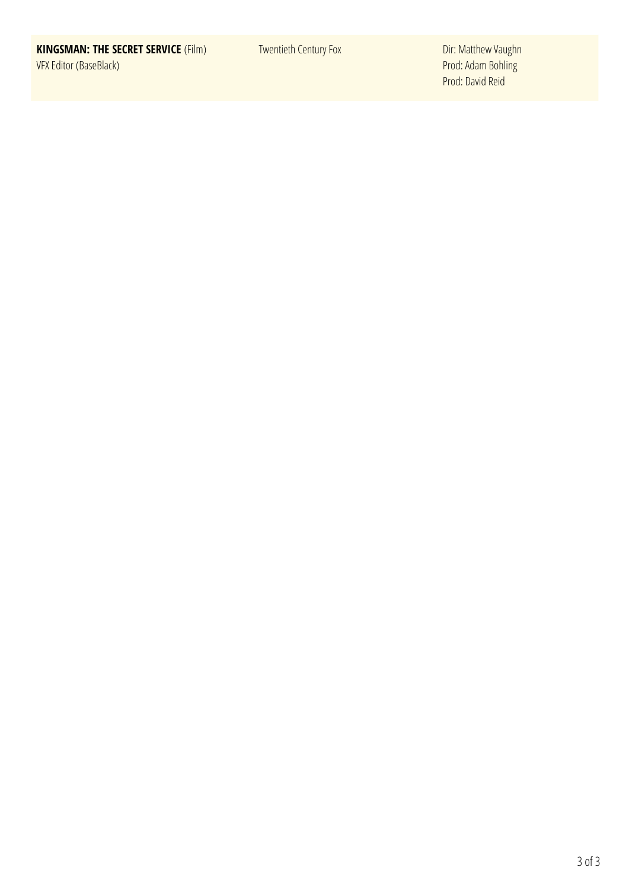| | | |
|---|---|---|
| **KINGSMAN: THE SECRET SERVICE** (Film)<br>VFX Editor (BaseBlack) | Twentieth Century Fox | Dir: Matthew Vaughn<br>Prod: Adam Bohling<br>Prod: David Reid |